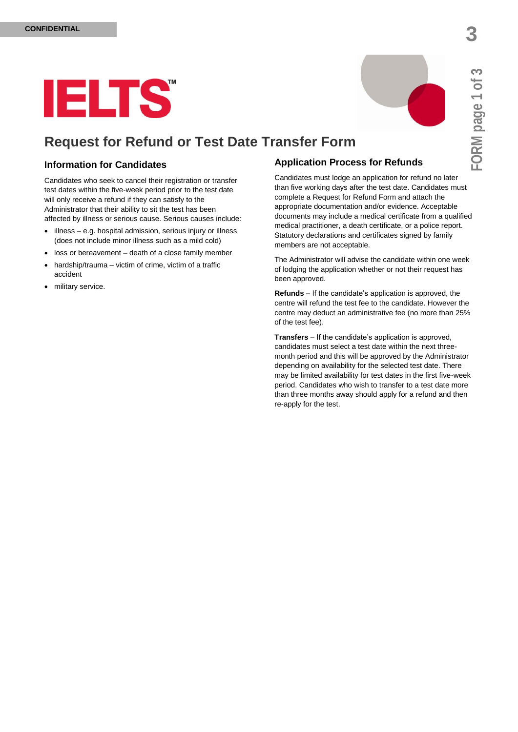CONFIDENTIAL

IELTS™

# Request for Refund or Test Date Transfer Form

## Information for Candidates

Candidates who seek to cancel their registration or transfer test dates within the five-week period prior to the test date will only receive a refund if they can satisfy to the Administrator that their ability to sit the test has been affected by illness or serious cause. Serious causes include:

- illness – e.g. hospital admission, serious injury or illness (does not include minor illness such as a mild cold)
- loss or bereavement – death of a close family member
- hardship/trauma – victim of crime, victim of a traffic accident
- military service.

## Application Process for Refunds

Candidates must lodge an application for refund no later than five working days after the test date. Candidates must complete a Request for Refund Form and attach the appropriate documentation and/or evidence. Acceptable documents may include a medical certificate from a qualified medical practitioner, a death certificate, or a police report. Statutory declarations and certificates signed by family members are not acceptable.

The Administrator will advise the candidate within one week of lodging the application whether or not their request has been approved.

**Refunds** – If the candidate's application is approved, the centre will refund the test fee to the candidate. However the centre may deduct an administrative fee (no more than 25% of the test fee).

**Transfers** – If the candidate's application is approved, candidates must select a test date within the next three-month period and this will be approved by the Administrator depending on availability for the selected test date. There may be limited availability for test dates in the first five-week period. Candidates who wish to transfer to a test date more than three months away should apply for a refund and then re-apply for the test.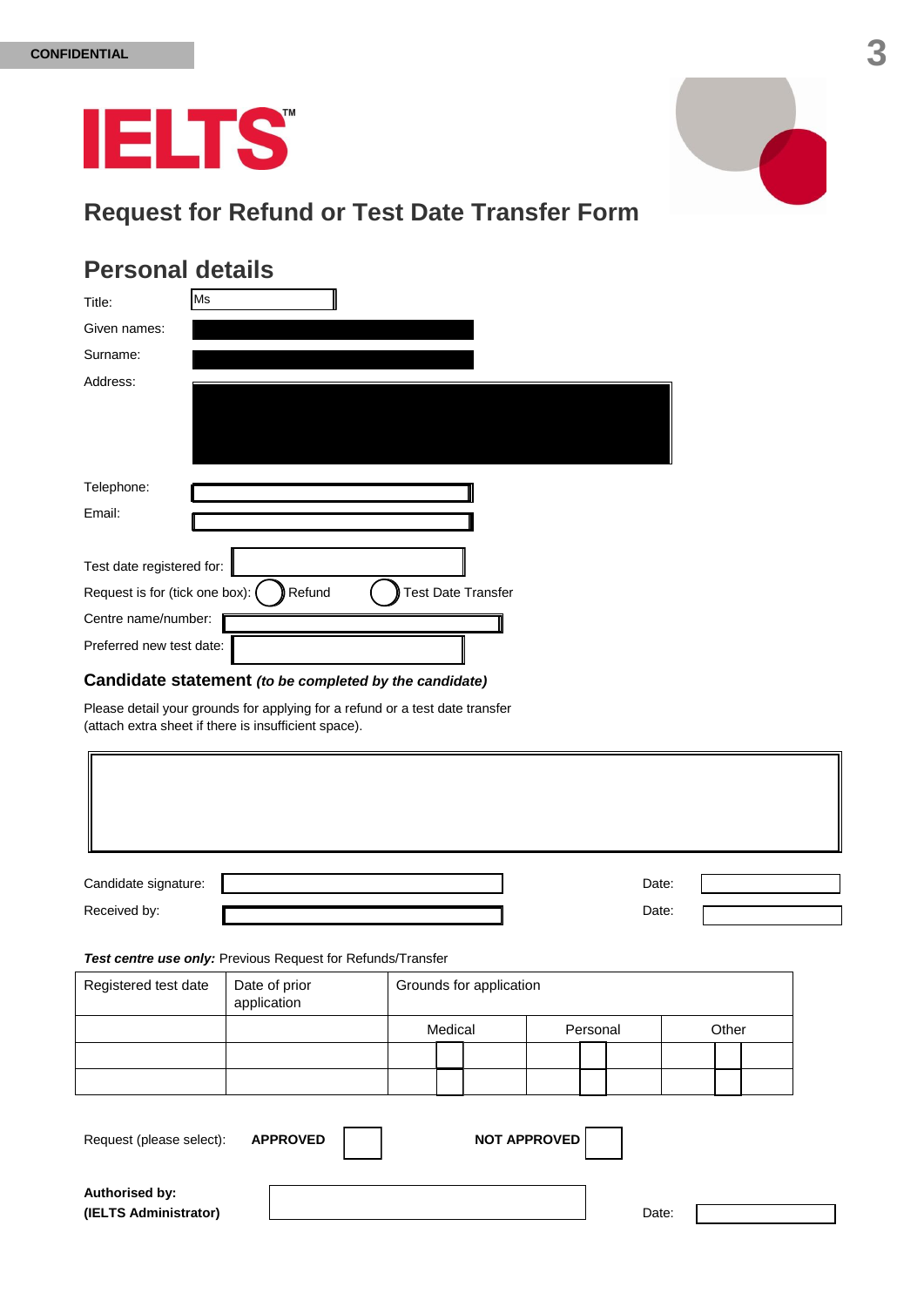CONFIDENTIAL

# IELTS™

## Request for Refund or Test Date Transfer Form

## Personal details

Title: Ms

Given names:

Surname:

Address:

Telephone:

Email:

Test date registered for:

Request is for (tick one box): Refund Test Date Transfer

Centre name/number:

Preferred new test date:

### Candidate statement *(to be completed by the candidate)*

Please detail your grounds for applying for a refund or a test date transfer (attach extra sheet if there is insufficient space).

Candidate signature: Date:

Received by: Date:

***Test centre use only:*** Previous Request for Refunds/Transfer

| Registered test date | Date of prior application | Grounds for application | | |
|---|---|---|---|---|
| | | Medical | Personal | Other |
| | | | | |
| | | | | |

Request (please select): **APPROVED** **NOT APPROVED**

**Authorised by:**
**(IELTS Administrator)**

Date: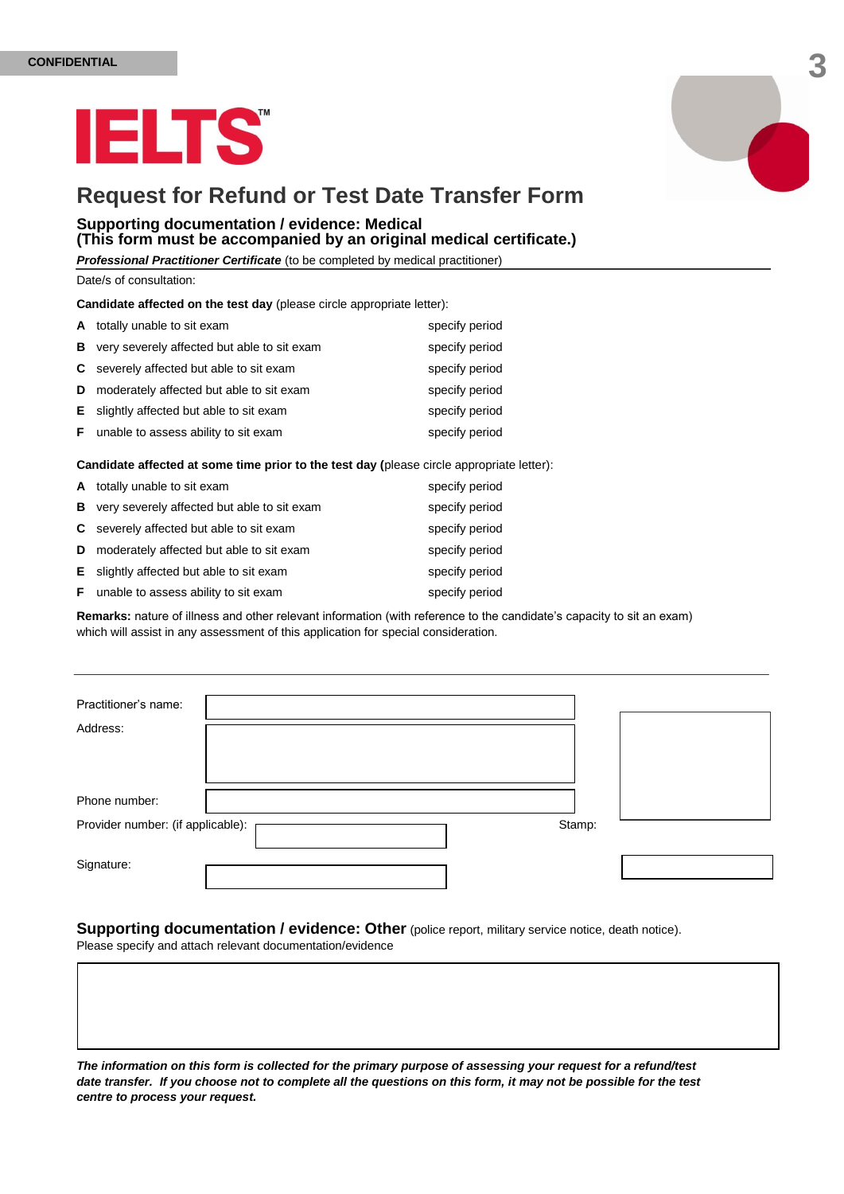CONFIDENTIAL

# IELTS™

# Request for Refund or Test Date Transfer Form

## Supporting documentation / evidence: Medical
## (This form must be accompanied by an original medical certificate.)

***Professional Practitioner Certificate*** (to be completed by medical practitioner)

Date/s of consultation:

**Candidate affected on the test day** (please circle appropriate letter):

| | | |
|---|---|---|
| **A** | totally unable to sit exam | specify period |
| **B** | very severely affected but able to sit exam | specify period |
| **C** | severely affected but able to sit exam | specify period |
| **D** | moderately affected but able to sit exam | specify period |
| **E** | slightly affected but able to sit exam | specify period |
| **F** | unable to assess ability to sit exam | specify period |

**Candidate affected at some time prior to the test day (**please circle appropriate letter):

| | | |
|---|---|---|
| **A** | totally unable to sit exam | specify period |
| **B** | very severely affected but able to sit exam | specify period |
| **C** | severely affected but able to sit exam | specify period |
| **D** | moderately affected but able to sit exam | specify period |
| **E** | slightly affected but able to sit exam | specify period |
| **F** | unable to assess ability to sit exam | specify period |

**Remarks:** nature of illness and other relevant information (with reference to the candidate's capacity to sit an exam) which will assist in any assessment of this application for special consideration.

---

Practitioner's name:

Address:

Phone number:

Provider number: (if applicable):

Stamp:

Signature:

## Supporting documentation / evidence: Other (police report, military service notice, death notice).

Please specify and attach relevant documentation/evidence

***The information on this form is collected for the primary purpose of assessing your request for a refund/test date transfer. If you choose not to complete all the questions on this form, it may not be possible for the test centre to process your request.***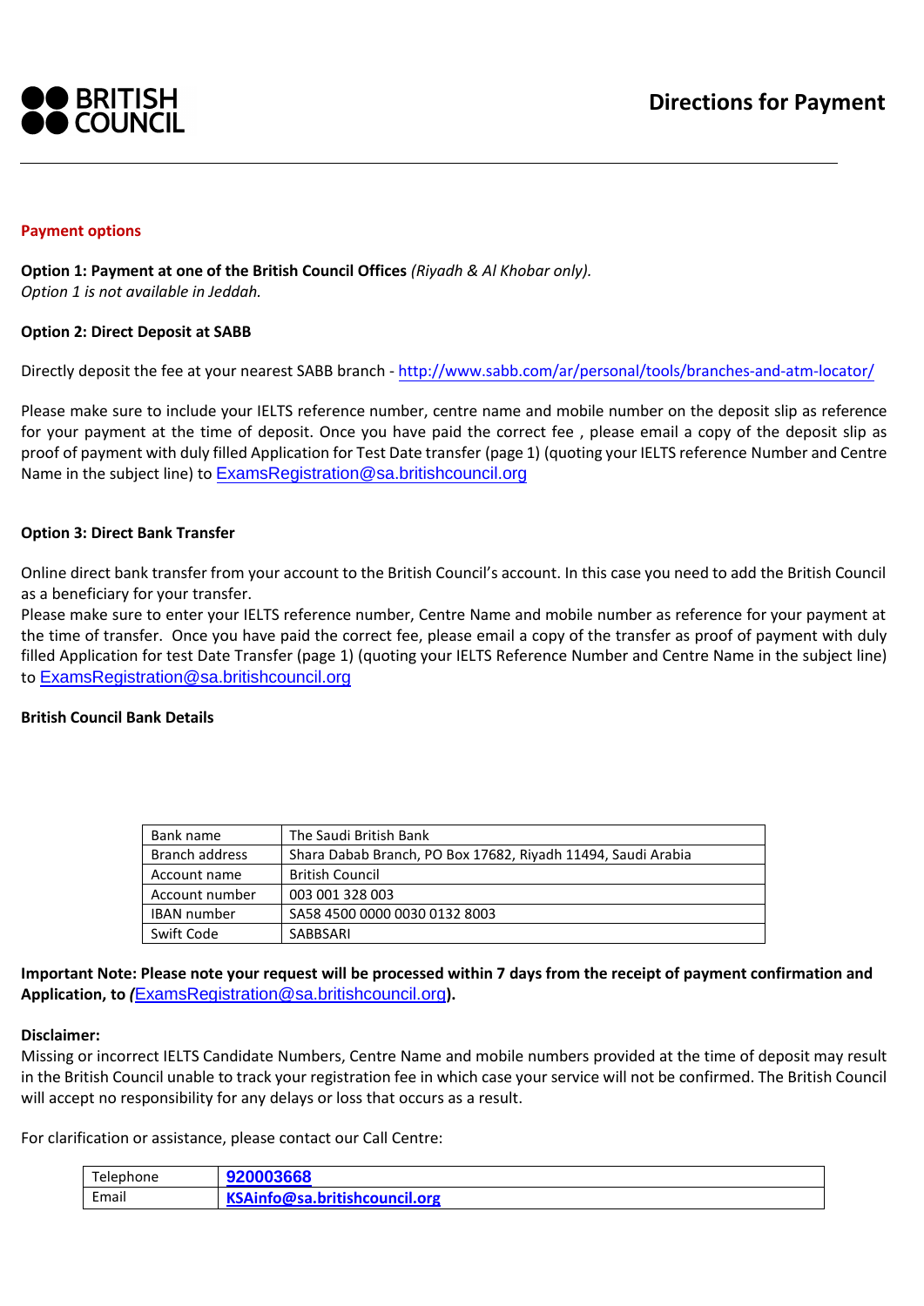**BRITISH COUNCIL**

# Directions for Payment

---

## Payment options

**Option 1: Payment at one of the British Council Offices** *(Riyadh & Al Khobar only).*
*Option 1 is not available in Jeddah.*

**Option 2: Direct Deposit at SABB**

Directly deposit the fee at your nearest SABB branch - http://www.sabb.com/ar/personal/tools/branches-and-atm-locator/

Please make sure to include your IELTS reference number, centre name and mobile number on the deposit slip as reference for your payment at the time of deposit. Once you have paid the correct fee , please email a copy of the deposit slip as proof of payment with duly filled Application for Test Date transfer (page 1) (quoting your IELTS reference Number and Centre Name in the subject line) to ExamsRegistration@sa.britishcouncil.org

**Option 3: Direct Bank Transfer**

Online direct bank transfer from your account to the British Council's account. In this case you need to add the British Council as a beneficiary for your transfer.
Please make sure to enter your IELTS reference number, Centre Name and mobile number as reference for your payment at the time of transfer. Once you have paid the correct fee, please email a copy of the transfer as proof of payment with duly filled Application for test Date Transfer (page 1) (quoting your IELTS Reference Number and Centre Name in the subject line) to ExamsRegistration@sa.britishcouncil.org

**British Council Bank Details**

| | |
|---|---|
| Bank name | The Saudi British Bank |
| Branch address | Shara Dabab Branch, PO Box 17682, Riyadh 11494, Saudi Arabia |
| Account name | British Council |
| Account number | 003 001 328 003 |
| IBAN number | SA58 4500 0000 0030 0132 8003 |
| Swift Code | SABBSARI |

**Important Note: Please note your request will be processed within 7 days from the receipt of payment confirmation and Application, to (ExamsRegistration@sa.britishcouncil.org).**

**Disclaimer:**
Missing or incorrect IELTS Candidate Numbers, Centre Name and mobile numbers provided at the time of deposit may result in the British Council unable to track your registration fee in which case your service will not be confirmed. The British Council will accept no responsibility for any delays or loss that occurs as a result.

For clarification or assistance, please contact our Call Centre:

| | |
|---|---|
| Telephone | **920003668** |
| Email | **KSAinfo@sa.britishcouncil.org** |